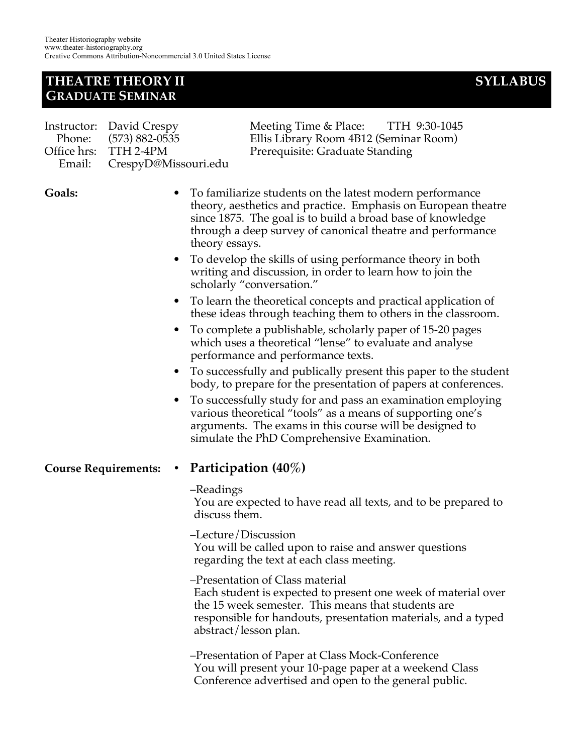Theater Historiography website
www.theater-historiography.org
Creative Commons Attribution-Noncommercial 3.0 United States License

# THEATRE THEORY II GRADUATE SEMINAR — SYLLABUS

Instructor: David Crespy
Phone: (573) 882-0535
Office hrs: TTH 2-4PM
Email: CrespyD@Missouri.edu

Meeting Time & Place: TTH 9:30-1045
Ellis Library Room 4B12 (Seminar Room)
Prerequisite: Graduate Standing

**Goals:**

- To familiarize students on the latest modern performance theory, aesthetics and practice. Emphasis on European theatre since 1875. The goal is to build a broad base of knowledge through a deep survey of canonical theatre and performance theory essays.
- To develop the skills of using performance theory in both writing and discussion, in order to learn how to join the scholarly "conversation."
- To learn the theoretical concepts and practical application of these ideas through teaching them to others in the classroom.
- To complete a publishable, scholarly paper of 15-20 pages which uses a theoretical "lense" to evaluate and analyse performance and performance texts.
- To successfully and publically present this paper to the student body, to prepare for the presentation of papers at conferences.
- To successfully study for and pass an examination employing various theoretical "tools" as a means of supporting one's arguments. The exams in this course will be designed to simulate the PhD Comprehensive Examination.

**Course Requirements:**

- **Participation (40%)**

  –Readings
  You are expected to have read all texts, and to be prepared to discuss them.

  –Lecture/Discussion
  You will be called upon to raise and answer questions regarding the text at each class meeting.

  –Presentation of Class material
  Each student is expected to present one week of material over the 15 week semester. This means that students are responsible for handouts, presentation materials, and a typed abstract/lesson plan.

  –Presentation of Paper at Class Mock-Conference
  You will present your 10-page paper at a weekend Class Conference advertised and open to the general public.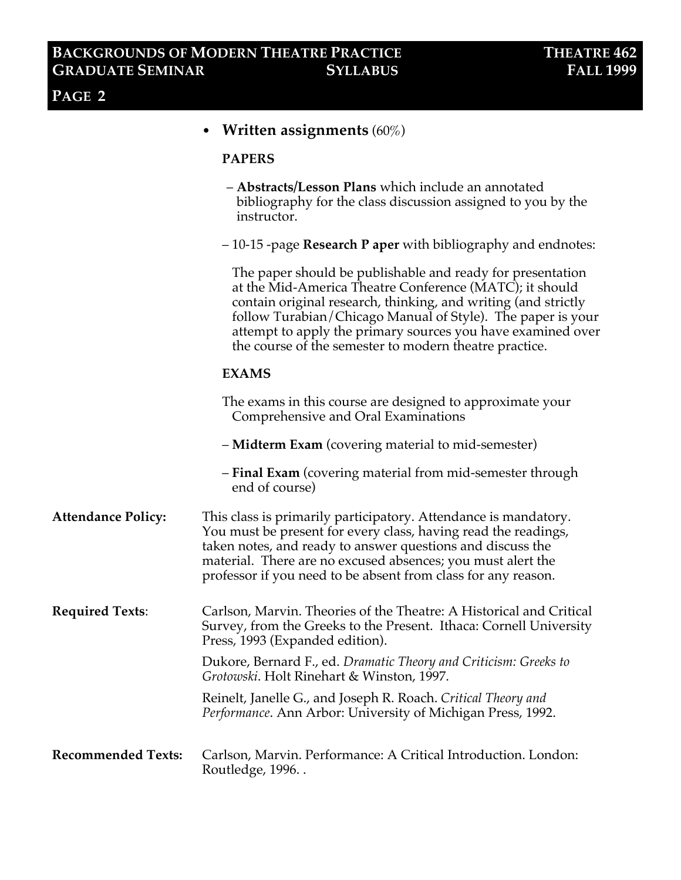- **Written assignments** (60%)

  **PAPERS**

  – **Abstracts/Lesson Plans** which include an annotated bibliography for the class discussion assigned to you by the instructor.

  – 10-15 -page **Research P aper** with bibliography and endnotes:

  The paper should be publishable and ready for presentation at the Mid-America Theatre Conference (MATC); it should contain original research, thinking, and writing (and strictly follow Turabian/Chicago Manual of Style). The paper is your attempt to apply the primary sources you have examined over the course of the semester to modern theatre practice.

  **EXAMS**

  The exams in this course are designed to approximate your Comprehensive and Oral Examinations

  – **Midterm Exam** (covering material to mid-semester)

  – **Final Exam** (covering material from mid-semester through end of course)

**Attendance Policy:** This class is primarily participatory. Attendance is mandatory. You must be present for every class, having read the readings, taken notes, and ready to answer questions and discuss the material. There are no excused absences; you must alert the professor if you need to be absent from class for any reason.

**Required Texts**: Carlson, Marvin. Theories of the Theatre: A Historical and Critical Survey, from the Greeks to the Present. Ithaca: Cornell University Press, 1993 (Expanded edition).

Dukore, Bernard F., ed. *Dramatic Theory and Criticism: Greeks to Grotowski*. Holt Rinehart & Winston, 1997.

Reinelt, Janelle G., and Joseph R. Roach. *Critical Theory and Performance*. Ann Arbor: University of Michigan Press, 1992.

**Recommended Texts:** Carlson, Marvin. Performance: A Critical Introduction. London: Routledge, 1996. .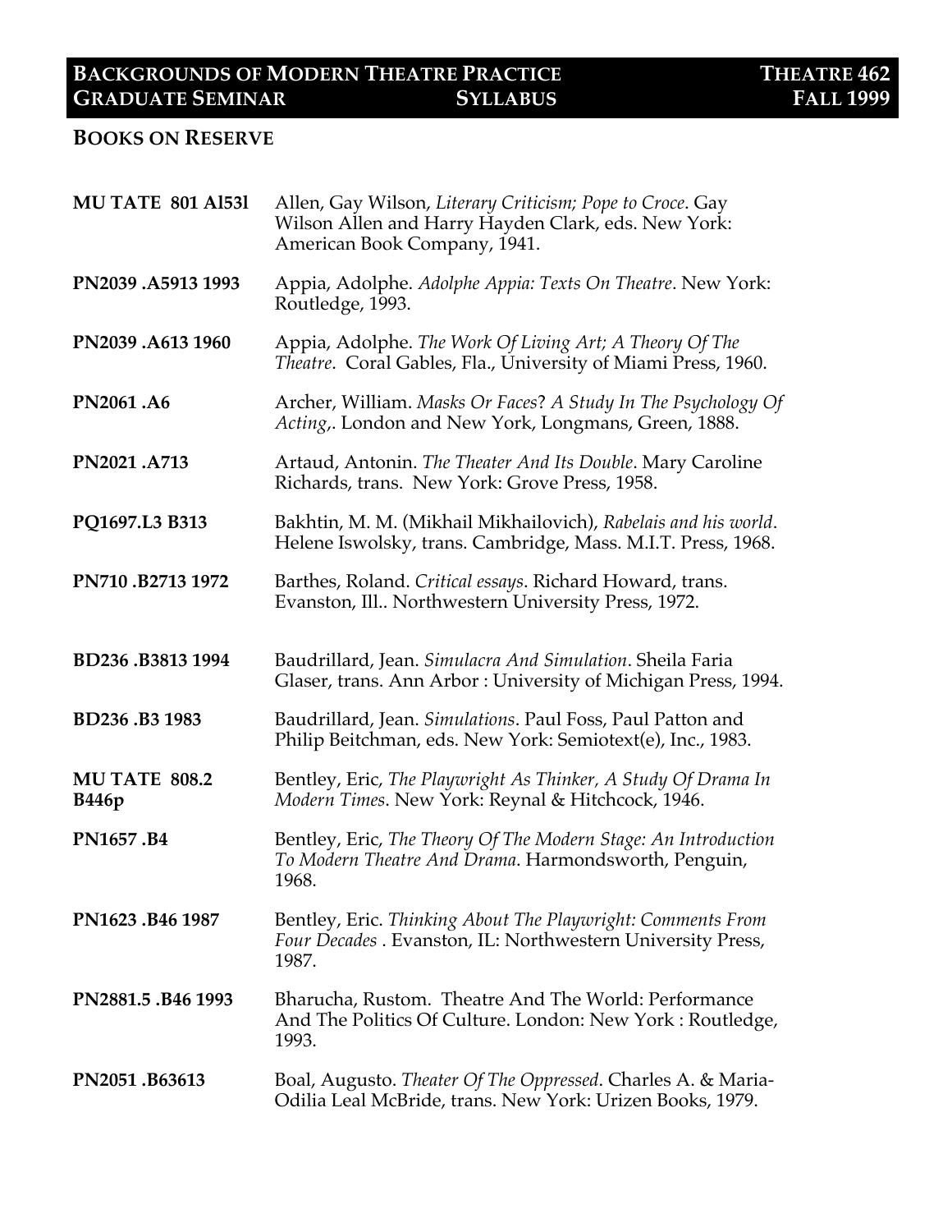## BOOKS ON RESERVE

| | |
|---|---|
| **MU TATE 801 Al53l** | Allen, Gay Wilson, *Literary Criticism; Pope to Croce*. Gay Wilson Allen and Harry Hayden Clark, eds. New York: American Book Company, 1941. |
| **PN2039 .A5913 1993** | Appia, Adolphe. *Adolphe Appia: Texts On Theatre*. New York: Routledge, 1993. |
| **PN2039 .A613 1960** | Appia, Adolphe. *The Work Of Living Art; A Theory Of The Theatre*. Coral Gables, Fla., University of Miami Press, 1960. |
| **PN2061 .A6** | Archer, William. *Masks Or Faces*? *A Study In The Psychology Of Acting*,. London and New York, Longmans, Green, 1888. |
| **PN2021 .A713** | Artaud, Antonin. *The Theater And Its Double*. Mary Caroline Richards, trans. New York: Grove Press, 1958. |
| **PQ1697.L3 B313** | Bakhtin, M. M. (Mikhail Mikhailovich), *Rabelais and his world*. Helene Iswolsky, trans. Cambridge, Mass. M.I.T. Press, 1968. |
| **PN710 .B2713 1972** | Barthes, Roland. *Critical essays*. Richard Howard, trans. Evanston, Ill.. Northwestern University Press, 1972. |
| **BD236 .B3813 1994** | Baudrillard, Jean. *Simulacra And Simulation*. Sheila Faria Glaser, trans. Ann Arbor : University of Michigan Press, 1994. |
| **BD236 .B3 1983** | Baudrillard, Jean. *Simulations*. Paul Foss, Paul Patton and Philip Beitchman, eds. New York: Semiotext(e), Inc., 1983. |
| **MU TATE 808.2 B446p** | Bentley, Eric, *The Playwright As Thinker, A Study Of Drama In Modern Times*. New York: Reynal & Hitchcock, 1946. |
| **PN1657 .B4** | Bentley, Eric, *The Theory Of The Modern Stage: An Introduction To Modern Theatre And Drama*. Harmondsworth, Penguin, 1968. |
| **PN1623 .B46 1987** | Bentley, Eric. *Thinking About The Playwright: Comments From Four Decades* . Evanston, IL: Northwestern University Press, 1987. |
| **PN2881.5 .B46 1993** | Bharucha, Rustom. Theatre And The World: Performance And The Politics Of Culture. London: New York : Routledge, 1993. |
| **PN2051 .B63613** | Boal, Augusto. *Theater Of The Oppressed*. Charles A. & Maria-Odilia Leal McBride, trans. New York: Urizen Books, 1979. |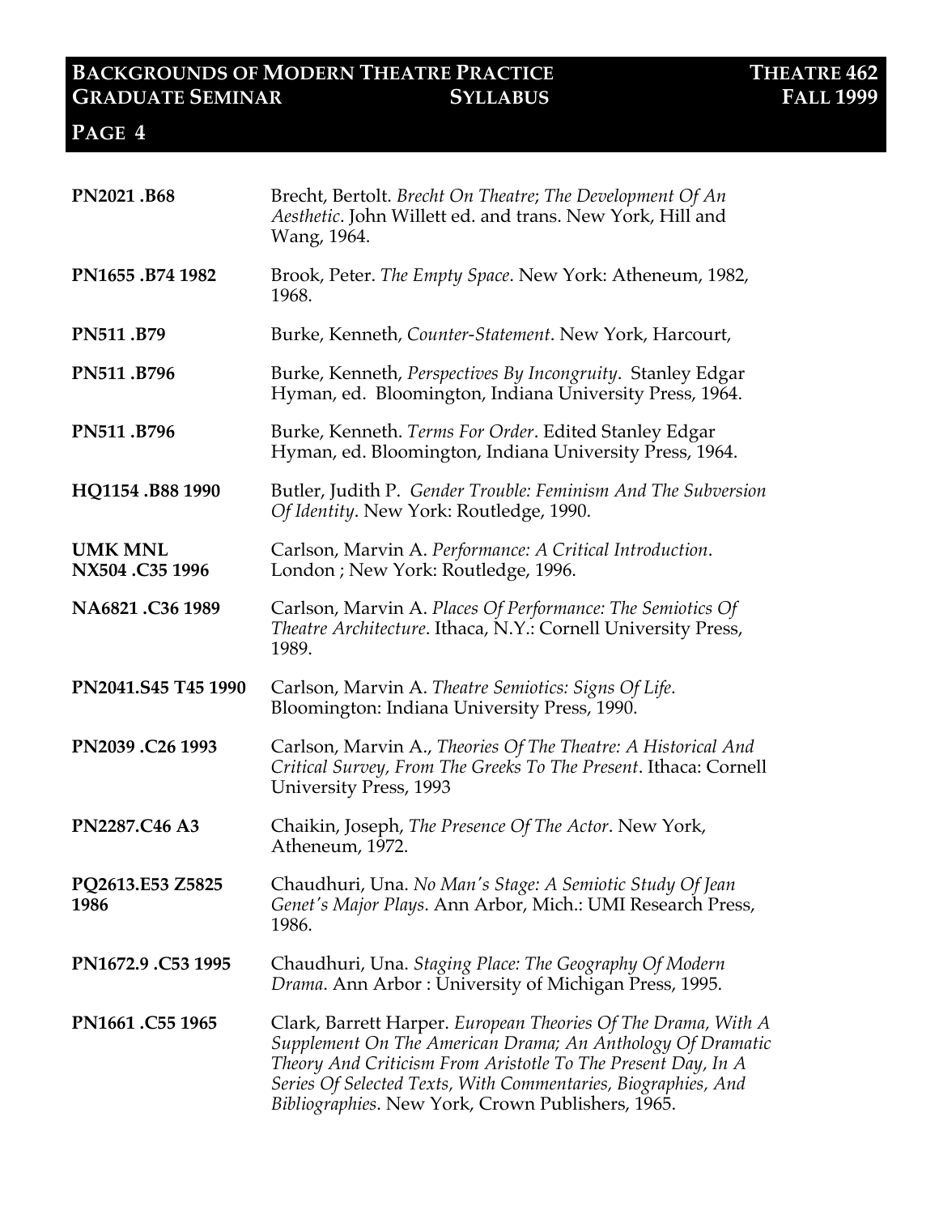| | |
|---|---|
| **PN2021 .B68** | Brecht, Bertolt. *Brecht On Theatre*; *The Development Of An Aesthetic*. John Willett ed. and trans. New York, Hill and Wang, 1964. |
| **PN1655 .B74 1982** | Brook, Peter. *The Empty Space*. New York: Atheneum, 1982, 1968. |
| **PN511 .B79** | Burke, Kenneth, *Counter-Statement*. New York, Harcourt, |
| **PN511 .B796** | Burke, Kenneth, *Perspectives By Incongruity*. Stanley Edgar Hyman, ed. Bloomington, Indiana University Press, 1964. |
| **PN511 .B796** | Burke, Kenneth. *Terms For Order*. Edited Stanley Edgar Hyman, ed. Bloomington, Indiana University Press, 1964. |
| **HQ1154 .B88 1990** | Butler, Judith P. *Gender Trouble: Feminism And The Subversion Of Identity*. New York: Routledge, 1990. |
| **UMK MNL NX504 .C35 1996** | Carlson, Marvin A. *Performance: A Critical Introduction*. London ; New York: Routledge, 1996. |
| **NA6821 .C36 1989** | Carlson, Marvin A. *Places Of Performance: The Semiotics Of Theatre Architecture*. Ithaca, N.Y.: Cornell University Press, 1989. |
| **PN2041.S45 T45 1990** | Carlson, Marvin A. *Theatre Semiotics: Signs Of Life*. Bloomington: Indiana University Press, 1990. |
| **PN2039 .C26 1993** | Carlson, Marvin A., *Theories Of The Theatre: A Historical And Critical Survey, From The Greeks To The Present*. Ithaca: Cornell University Press, 1993 |
| **PN2287.C46 A3** | Chaikin, Joseph, *The Presence Of The Actor*. New York, Atheneum, 1972. |
| **PQ2613.E53 Z5825 1986** | Chaudhuri, Una. *No Man's Stage: A Semiotic Study Of Jean Genet's Major Plays*. Ann Arbor, Mich.: UMI Research Press, 1986. |
| **PN1672.9 .C53 1995** | Chaudhuri, Una. *Staging Place: The Geography Of Modern Drama*. Ann Arbor : University of Michigan Press, 1995. |
| **PN1661 .C55 1965** | Clark, Barrett Harper. *European Theories Of The Drama, With A Supplement On The American Drama; An Anthology Of Dramatic Theory And Criticism From Aristotle To The Present Day, In A Series Of Selected Texts, With Commentaries, Biographies, And Bibliographies*. New York, Crown Publishers, 1965. |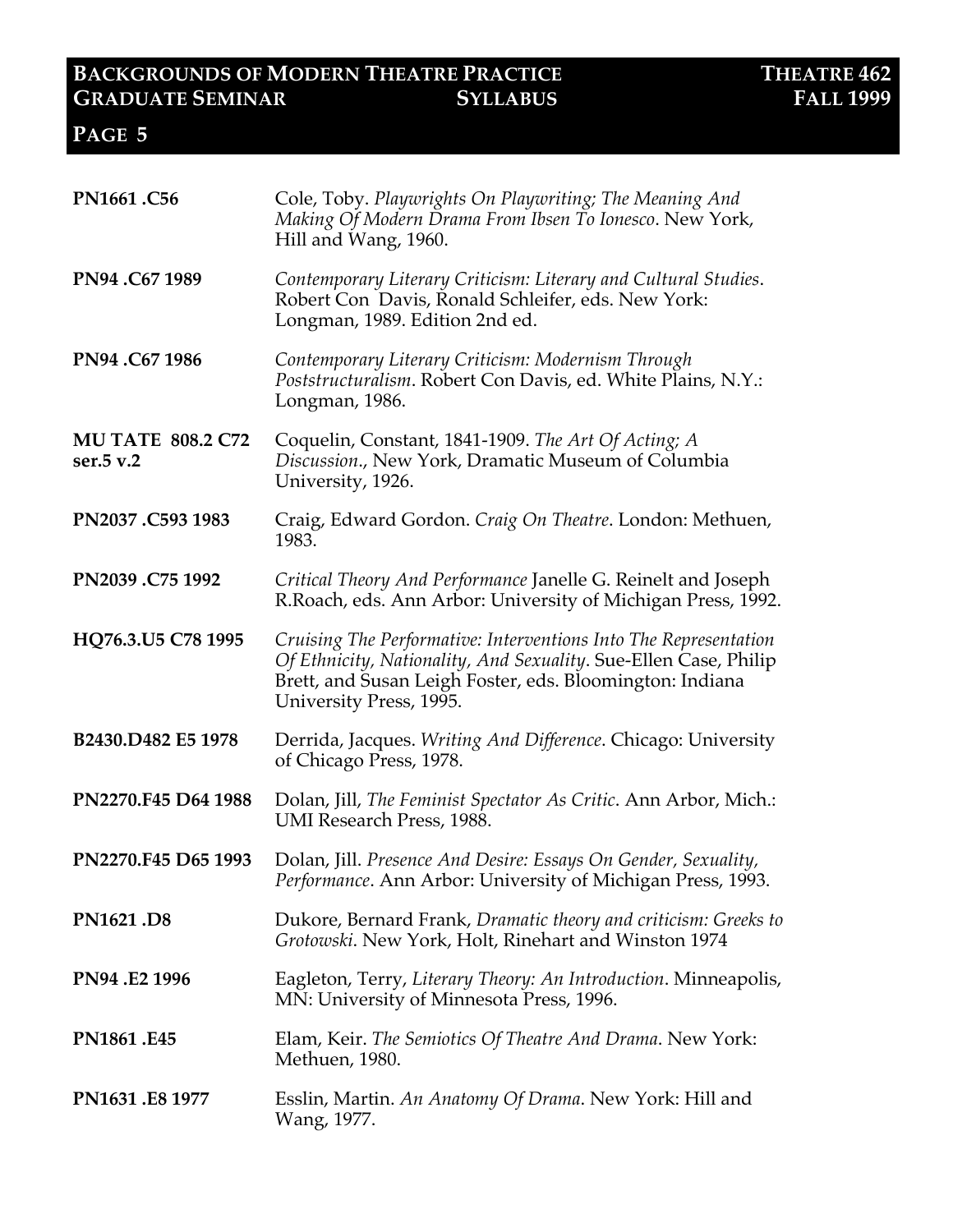| | |
|---|---|
| **PN1661 .C56** | Cole, Toby. *Playwrights On Playwriting; The Meaning And Making Of Modern Drama From Ibsen To Ionesco*. New York, Hill and Wang, 1960. |
| **PN94 .C67 1989** | *Contemporary Literary Criticism: Literary and Cultural Studies*. Robert Con Davis, Ronald Schleifer, eds. New York: Longman, 1989. Edition 2nd ed. |
| **PN94 .C67 1986** | *Contemporary Literary Criticism: Modernism Through Poststructuralism*. Robert Con Davis, ed. White Plains, N.Y.: Longman, 1986. |
| **MU TATE 808.2 C72 ser.5 v.2** | Coquelin, Constant, 1841-1909. *The Art Of Acting; A Discussion*., New York, Dramatic Museum of Columbia University, 1926. |
| **PN2037 .C593 1983** | Craig, Edward Gordon. *Craig On Theatre*. London: Methuen, 1983. |
| **PN2039 .C75 1992** | *Critical Theory And Performance* Janelle G. Reinelt and Joseph R.Roach, eds. Ann Arbor: University of Michigan Press, 1992. |
| **HQ76.3.U5 C78 1995** | *Cruising The Performative: Interventions Into The Representation Of Ethnicity, Nationality, And Sexuality*. Sue-Ellen Case, Philip Brett, and Susan Leigh Foster, eds. Bloomington: Indiana University Press, 1995. |
| **B2430.D482 E5 1978** | Derrida, Jacques. *Writing And Difference*. Chicago: University of Chicago Press, 1978. |
| **PN2270.F45 D64 1988** | Dolan, Jill, *The Feminist Spectator As Critic*. Ann Arbor, Mich.: UMI Research Press, 1988. |
| **PN2270.F45 D65 1993** | Dolan, Jill. *Presence And Desire: Essays On Gender, Sexuality, Performance*. Ann Arbor: University of Michigan Press, 1993. |
| **PN1621 .D8** | Dukore, Bernard Frank, *Dramatic theory and criticism: Greeks to Grotowski*. New York, Holt, Rinehart and Winston 1974 |
| **PN94 .E2 1996** | Eagleton, Terry, *Literary Theory: An Introduction*. Minneapolis, MN: University of Minnesota Press, 1996. |
| **PN1861 .E45** | Elam, Keir. *The Semiotics Of Theatre And Drama*. New York: Methuen, 1980. |
| **PN1631 .E8 1977** | Esslin, Martin. *An Anatomy Of Drama*. New York: Hill and Wang, 1977. |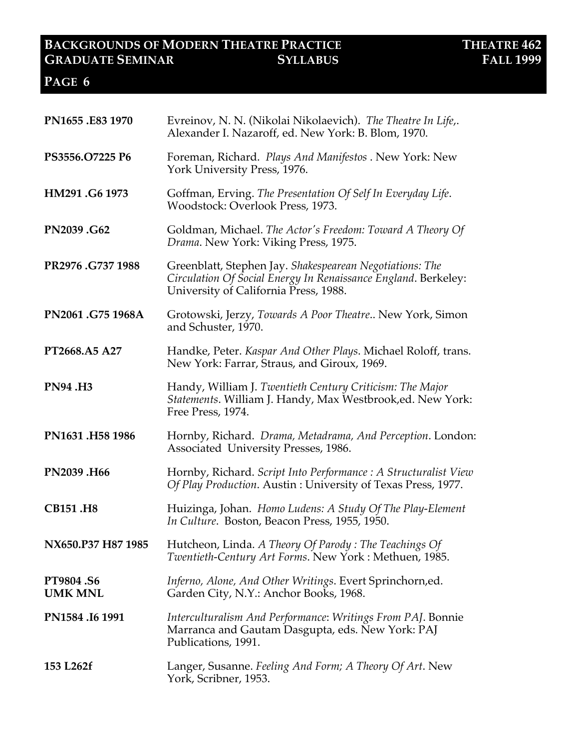| | |
|---|---|
| **PN1655 .E83 1970** | Evreinov, N. N. (Nikolai Nikolaevich). *The Theatre In Life,*. Alexander I. Nazaroff, ed. New York: B. Blom, 1970. |
| **PS3556.O7225 P6** | Foreman, Richard. *Plays And Manifestos* . New York: New York University Press, 1976. |
| **HM291 .G6 1973** | Goffman, Erving. *The Presentation Of Self In Everyday Life*. Woodstock: Overlook Press, 1973. |
| **PN2039 .G62** | Goldman, Michael. *The Actor's Freedom: Toward A Theory Of Drama*. New York: Viking Press, 1975. |
| **PR2976 .G737 1988** | Greenblatt, Stephen Jay. *Shakespearean Negotiations: The Circulation Of Social Energy In Renaissance England*. Berkeley: University of California Press, 1988. |
| **PN2061 .G75 1968A** | Grotowski, Jerzy, *Towards A Poor Theatre*.. New York, Simon and Schuster, 1970. |
| **PT2668.A5 A27** | Handke, Peter. *Kaspar And Other Plays*. Michael Roloff, trans. New York: Farrar, Straus, and Giroux, 1969. |
| **PN94 .H3** | Handy, William J. *Twentieth Century Criticism: The Major Statements*. William J. Handy, Max Westbrook,ed. New York: Free Press, 1974. |
| **PN1631 .H58 1986** | Hornby, Richard. *Drama, Metadrama, And Perception*. London: Associated University Presses, 1986. |
| **PN2039 .H66** | Hornby, Richard. *Script Into Performance : A Structuralist View Of Play Production*. Austin : University of Texas Press, 1977. |
| **CB151 .H8** | Huizinga, Johan. *Homo Ludens: A Study Of The Play-Element In Culture*. Boston, Beacon Press, 1955, 1950. |
| **NX650.P37 H87 1985** | Hutcheon, Linda. *A Theory Of Parody : The Teachings Of Twentieth-Century Art Forms*. New York : Methuen, 1985. |
| **PT9804 .S6 UMK MNL** | *Inferno, Alone, And Other Writings*. Evert Sprinchorn,ed. Garden City, N.Y.: Anchor Books, 1968. |
| **PN1584 .I6 1991** | *Interculturalism And Performance*: *Writings From PAJ*. Bonnie Marranca and Gautam Dasgupta, eds. New York: PAJ Publications, 1991. |
| **153 L262f** | Langer, Susanne. *Feeling And Form; A Theory Of Art*. New York, Scribner, 1953. |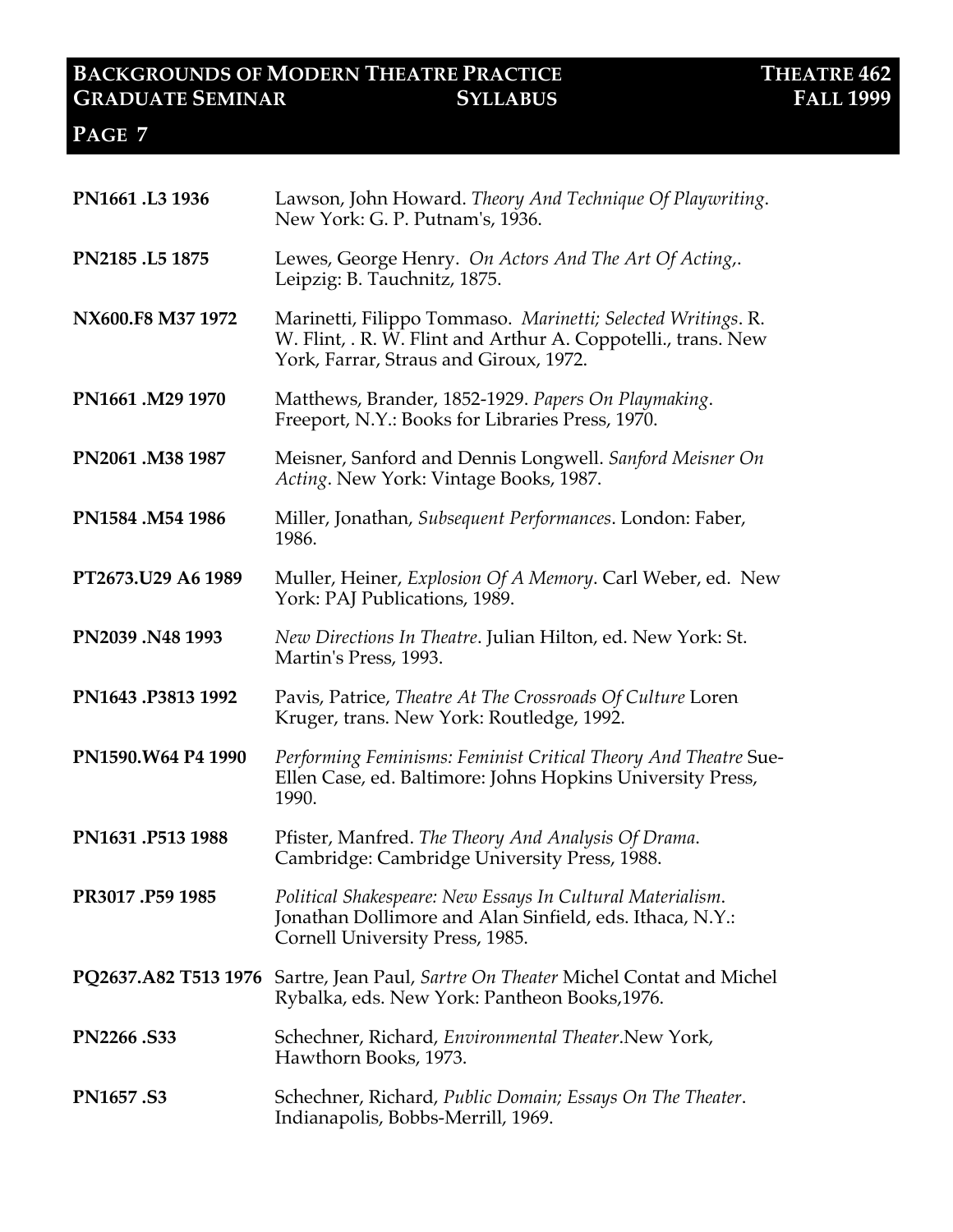| | |
|---|---|
| **PN1661 .L3 1936** | Lawson, John Howard. *Theory And Technique Of Playwriting*. New York: G. P. Putnam's, 1936. |
| **PN2185 .L5 1875** | Lewes, George Henry. *On Actors And The Art Of Acting,*. Leipzig: B. Tauchnitz, 1875. |
| **NX600.F8 M37 1972** | Marinetti, Filippo Tommaso. *Marinetti; Selected Writings*. R. W. Flint, . R. W. Flint and Arthur A. Coppotelli., trans. New York, Farrar, Straus and Giroux, 1972. |
| **PN1661 .M29 1970** | Matthews, Brander, 1852-1929. *Papers On Playmaking*. Freeport, N.Y.: Books for Libraries Press, 1970. |
| **PN2061 .M38 1987** | Meisner, Sanford and Dennis Longwell. *Sanford Meisner On Acting*. New York: Vintage Books, 1987. |
| **PN1584 .M54 1986** | Miller, Jonathan, *Subsequent Performances*. London: Faber, 1986. |
| **PT2673.U29 A6 1989** | Muller, Heiner, *Explosion Of A Memory*. Carl Weber, ed. New York: PAJ Publications, 1989. |
| **PN2039 .N48 1993** | *New Directions In Theatre*. Julian Hilton, ed. New York: St. Martin's Press, 1993. |
| **PN1643 .P3813 1992** | Pavis, Patrice, *Theatre At The Crossroads Of Culture* Loren Kruger, trans. New York: Routledge, 1992. |
| **PN1590.W64 P4 1990** | *Performing Feminisms: Feminist Critical Theory And Theatre* Sue-Ellen Case, ed. Baltimore: Johns Hopkins University Press, 1990. |
| **PN1631 .P513 1988** | Pfister, Manfred. *The Theory And Analysis Of Drama*. Cambridge: Cambridge University Press, 1988. |
| **PR3017 .P59 1985** | *Political Shakespeare: New Essays In Cultural Materialism*. Jonathan Dollimore and Alan Sinfield, eds. Ithaca, N.Y.: Cornell University Press, 1985. |
| **PQ2637.A82 T513 1976** | Sartre, Jean Paul, *Sartre On Theater* Michel Contat and Michel Rybalka, eds. New York: Pantheon Books,1976. |
| **PN2266 .S33** | Schechner, Richard, *Environmental Theater*.New York, Hawthorn Books, 1973. |
| **PN1657 .S3** | Schechner, Richard, *Public Domain; Essays On The Theater*. Indianapolis, Bobbs-Merrill, 1969. |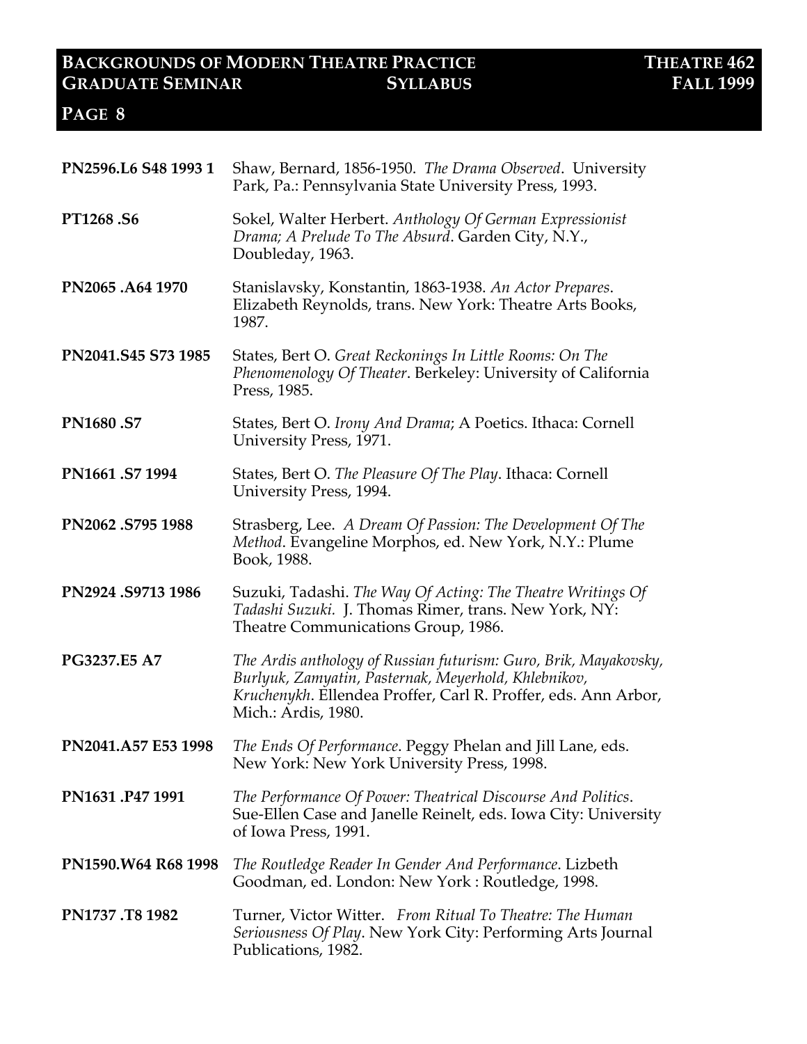| | |
|---|---|
| **PN2596.L6 S48 1993 1** | Shaw, Bernard, 1856-1950. *The Drama Observed*. University Park, Pa.: Pennsylvania State University Press, 1993. |
| **PT1268 .S6** | Sokel, Walter Herbert. *Anthology Of German Expressionist Drama; A Prelude To The Absurd*. Garden City, N.Y., Doubleday, 1963. |
| **PN2065 .A64 1970** | Stanislavsky, Konstantin, 1863-1938. *An Actor Prepares*. Elizabeth Reynolds, trans. New York: Theatre Arts Books, 1987. |
| **PN2041.S45 S73 1985** | States, Bert O. *Great Reckonings In Little Rooms: On The Phenomenology Of Theater*. Berkeley: University of California Press, 1985. |
| **PN1680 .S7** | States, Bert O. *Irony And Drama*; A Poetics. Ithaca: Cornell University Press, 1971. |
| **PN1661 .S7 1994** | States, Bert O. *The Pleasure Of The Play*. Ithaca: Cornell University Press, 1994. |
| **PN2062 .S795 1988** | Strasberg, Lee. *A Dream Of Passion: The Development Of The Method*. Evangeline Morphos, ed. New York, N.Y.: Plume Book, 1988. |
| **PN2924 .S9713 1986** | Suzuki, Tadashi. *The Way Of Acting: The Theatre Writings Of Tadashi Suzuki*. J. Thomas Rimer, trans. New York, NY: Theatre Communications Group, 1986. |
| **PG3237.E5 A7** | *The Ardis anthology of Russian futurism: Guro, Brik, Mayakovsky, Burlyuk, Zamyatin, Pasternak, Meyerhold, Khlebnikov, Kruchenykh*. Ellendea Proffer, Carl R. Proffer, eds. Ann Arbor, Mich.: Ardis, 1980. |
| **PN2041.A57 E53 1998** | *The Ends Of Performance*. Peggy Phelan and Jill Lane, eds. New York: New York University Press, 1998. |
| **PN1631 .P47 1991** | *The Performance Of Power: Theatrical Discourse And Politics*. Sue-Ellen Case and Janelle Reinelt, eds. Iowa City: University of Iowa Press, 1991. |
| **PN1590.W64 R68 1998** | *The Routledge Reader In Gender And Performance*. Lizbeth Goodman, ed. London: New York : Routledge, 1998. |
| **PN1737 .T8 1982** | Turner, Victor Witter. *From Ritual To Theatre: The Human Seriousness Of Play*. New York City: Performing Arts Journal Publications, 1982. |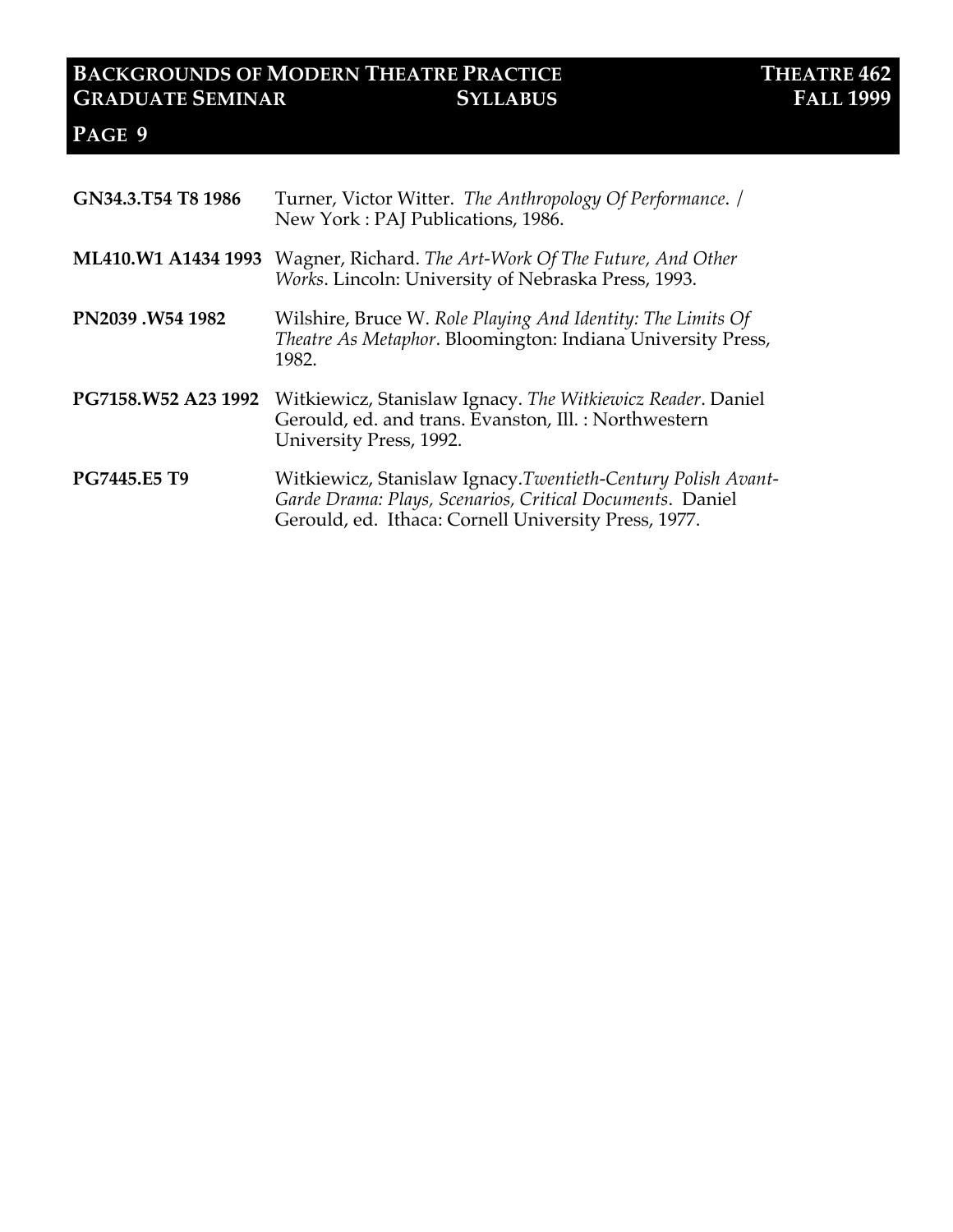| | |
|---|---|
| **GN34.3.T54 T8 1986** | Turner, Victor Witter. *The Anthropology Of Performance*. / New York : PAJ Publications, 1986. |
| **ML410.W1 A1434 1993** | Wagner, Richard. *The Art-Work Of The Future, And Other Works*. Lincoln: University of Nebraska Press, 1993. |
| **PN2039 .W54 1982** | Wilshire, Bruce W. *Role Playing And Identity: The Limits Of Theatre As Metaphor*. Bloomington: Indiana University Press, 1982. |
| **PG7158.W52 A23 1992** | Witkiewicz, Stanislaw Ignacy. *The Witkiewicz Reader*. Daniel Gerould, ed. and trans. Evanston, Ill. : Northwestern University Press, 1992. |
| **PG7445.E5 T9** | Witkiewicz, Stanislaw Ignacy.*Twentieth-Century Polish Avant-Garde Drama: Plays, Scenarios, Critical Documents*. Daniel Gerould, ed. Ithaca: Cornell University Press, 1977. |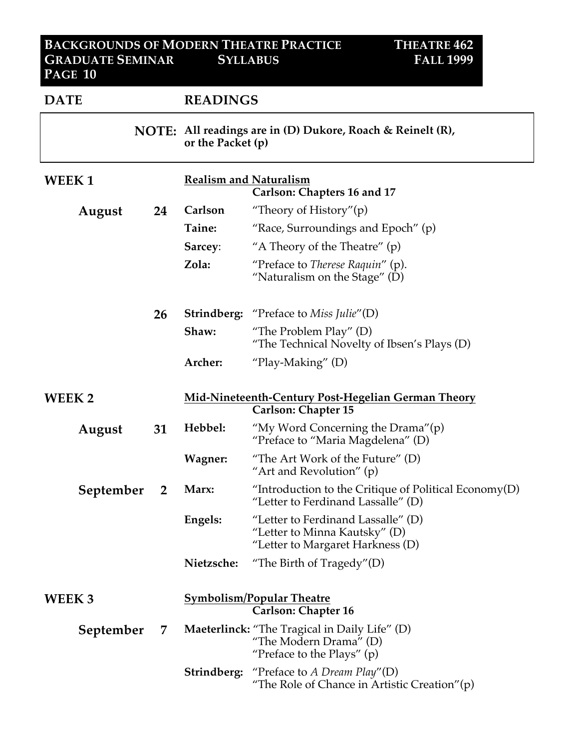| DATE | | READINGS | |
|---|---|---|---|
| | **NOTE:** | **All readings are in (D) Dukore, Roach & Reinelt (R), or the Packet (p)** | |
| **WEEK 1** | | **Realism and Naturalism** | **Carlson: Chapters 16 and 17** |
| **August** | **24** | **Carlson** | "Theory of History"(p) |
| | | **Taine:** | "Race, Surroundings and Epoch" (p) |
| | | **Sarcey**: | "A Theory of the Theatre" (p) |
| | | **Zola:** | "Preface to *Therese Raquin*" (p). "Naturalism on the Stage" (D) |
| | **26** | **Strindberg:** | "Preface to *Miss Julie*"(D) |
| | | **Shaw:** | "The Problem Play" (D) "The Technical Novelty of Ibsen's Plays (D) |
| | | **Archer:** | "Play-Making" (D) |
| **WEEK 2** | | **Mid-Nineteenth-Century Post-Hegelian German Theory** | **Carlson: Chapter 15** |
| **August** | **31** | **Hebbel:** | "My Word Concerning the Drama"(p) "Preface to "Maria Magdelena" (D) |
| | | **Wagner:** | "The Art Work of the Future" (D) "Art and Revolution" (p) |
| **September** | **2** | **Marx:** | "Introduction to the Critique of Political Economy(D) "Letter to Ferdinand Lassalle" (D) |
| | | **Engels:** | "Letter to Ferdinand Lassalle" (D) "Letter to Minna Kautsky" (D) "Letter to Margaret Harkness (D) |
| | | **Nietzsche:** | "The Birth of Tragedy"(D) |
| **WEEK 3** | | **Symbolism/Popular Theatre** | **Carlson: Chapter 16** |
| **September** | **7** | **Maeterlinck:** | "The Tragical in Daily Life" (D) "The Modern Drama" (D) "Preface to the Plays" (p) |
| | | **Strindberg:** | "Preface to *A Dream Play*"(D) "The Role of Chance in Artistic Creation"(p) |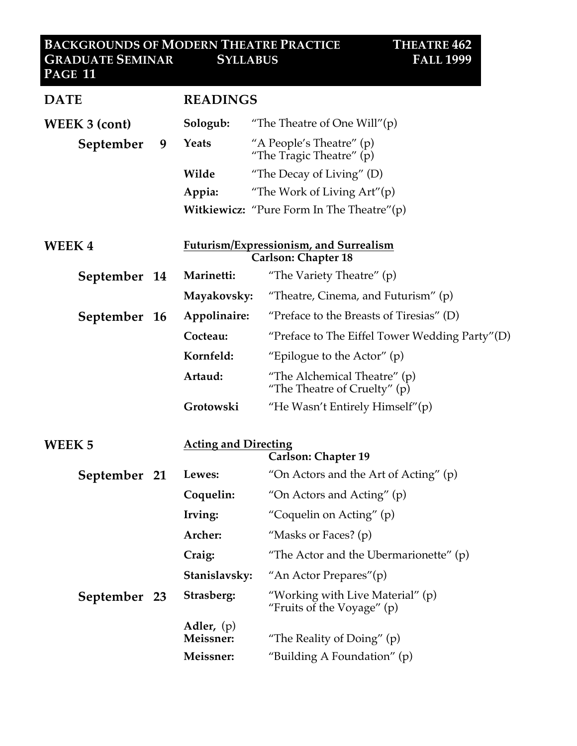| DATE | | READINGS | |
|---|---|---|---|
| **WEEK 3 (cont)** | | **Sologub:** | "The Theatre of One Will"(p) |
| **September** | **9** | **Yeats** | "A People's Theatre" (p)<br>"The Tragic Theatre" (p) |
| | | **Wilde** | "The Decay of Living" (D) |
| | | **Appia:** | "The Work of Living Art"(p) |
| | | **Witkiewicz:** | "Pure Form In The Theatre"(p) |
| **WEEK 4** | | **<u>Futurism/Expressionism, and Surrealism</u>** | **Carlson: Chapter 18** |
| **September** | **14** | **Marinetti:** | "The Variety Theatre" (p) |
| | | **Mayakovsky:** | "Theatre, Cinema, and Futurism" (p) |
| **September** | **16** | **Appolinaire:** | "Preface to the Breasts of Tiresias" (D) |
| | | **Cocteau:** | "Preface to The Eiffel Tower Wedding Party"(D) |
| | | **Kornfeld:** | "Epilogue to the Actor" (p) |
| | | **Artaud:** | "The Alchemical Theatre" (p)<br>"The Theatre of Cruelty" (p) |
| | | **Grotowski** | "He Wasn't Entirely Himself"(p) |
| **WEEK 5** | | **<u>Acting and Directing</u>** | **Carlson: Chapter 19** |
| **September** | **21** | **Lewes:** | "On Actors and the Art of Acting" (p) |
| | | **Coquelin:** | "On Actors and Acting" (p) |
| | | **Irving:** | "Coquelin on Acting" (p) |
| | | **Archer:** | "Masks or Faces? (p) |
| | | **Craig:** | "The Actor and the Ubermarionette" (p) |
| | | **Stanislavsky:** | "An Actor Prepares"(p) |
| **September** | **23** | **Strasberg:** | "Working with Live Material" (p)<br>"Fruits of the Voyage" (p) |
| | | **Adler,** (p)<br>**Meissner:** | "The Reality of Doing" (p) |
| | | **Meissner:** | "Building A Foundation" (p) |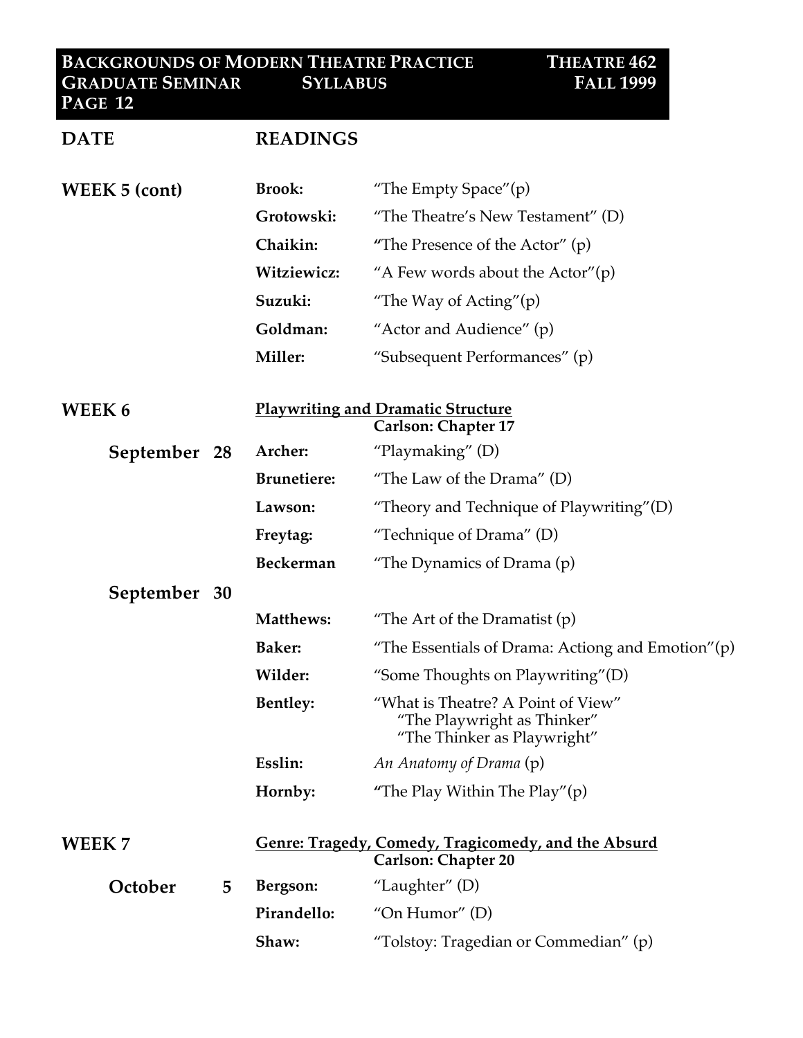| DATE | READINGS | |
|---|---|---|
| **WEEK 5 (cont)** | **Brook:** | "The Empty Space"(p) |
| | **Grotowski:** | "The Theatre's New Testament" (D) |
| | **Chaikin:** | "The Presence of the Actor" (p) |
| | **Witziewicz:** | "A Few words about the Actor"(p) |
| | **Suzuki:** | "The Way of Acting"(p) |
| | **Goldman:** | "Actor and Audience" (p) |
| | **Miller:** | "Subsequent Performances" (p) |
| **WEEK 6** | **<u>Playwriting and Dramatic Structure</u>** | **Carlson: Chapter 17** |
| **September 28** | **Archer:** | "Playmaking" (D) |
| | **Brunetiere:** | "The Law of the Drama" (D) |
| | **Lawson:** | "Theory and Technique of Playwriting"(D) |
| | **Freytag:** | "Technique of Drama" (D) |
| | **Beckerman** | "The Dynamics of Drama (p) |
| **September 30** | | |
| | **Matthews:** | "The Art of the Dramatist (p) |
| | **Baker:** | "The Essentials of Drama: Actiong and Emotion"(p) |
| | **Wilder:** | "Some Thoughts on Playwriting"(D) |
| | **Bentley:** | "What is Theatre? A Point of View" "The Playwright as Thinker" "The Thinker as Playwright" |
| | **Esslin:** | *An Anatomy of Drama* (p) |
| | **Hornby:** | "The Play Within The Play"(p) |
| **WEEK 7** | **<u>Genre: Tragedy, Comedy, Tragicomedy, and the Absurd</u>** | **Carlson: Chapter 20** |
| **October 5** | **Bergson:** | "Laughter" (D) |
| | **Pirandello:** | "On Humor" (D) |
| | **Shaw:** | "Tolstoy: Tragedian or Commedian" (p) |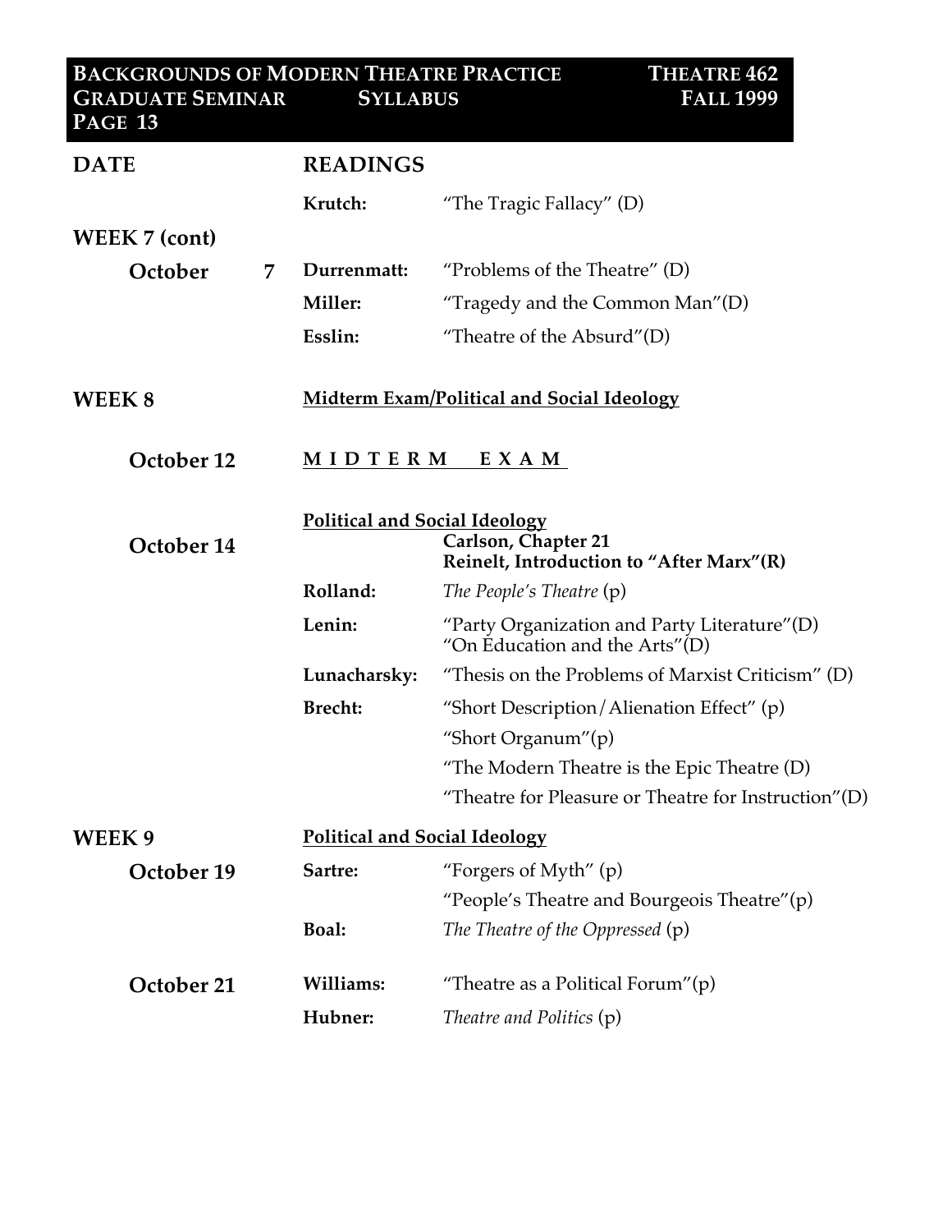| DATE | | READINGS | |
|---|---|---|---|
| | | **Krutch:** | "The Tragic Fallacy" (D) |
| **WEEK 7 (cont)** | | | |
| **October** | **7** | **Durrenmatt:** | "Problems of the Theatre" (D) |
| | | **Miller:** | "Tragedy and the Common Man"(D) |
| | | **Esslin:** | "Theatre of the Absurd"(D) |
| **WEEK 8** | | **Midterm Exam/Political and Social Ideology** | |
| **October 12** | | **M I D T E R M  E X A M** | |
| **October 14** | | **Political and Social Ideology** | **Carlson, Chapter 21**<br>**Reinelt, Introduction to "After Marx"(R)** |
| | | **Rolland:** | *The People's Theatre* (p) |
| | | **Lenin:** | "Party Organization and Party Literature"(D)<br>"On Education and the Arts"(D) |
| | | **Lunacharsky:** | "Thesis on the Problems of Marxist Criticism" (D) |
| | | **Brecht:** | "Short Description/Alienation Effect" (p) |
| | | | "Short Organum"(p) |
| | | | "The Modern Theatre is the Epic Theatre (D) |
| | | | "Theatre for Pleasure or Theatre for Instruction"(D) |
| **WEEK 9** | | **Political and Social Ideology** | |
| **October 19** | | **Sartre:** | "Forgers of Myth" (p) |
| | | | "People's Theatre and Bourgeois Theatre"(p) |
| | | **Boal:** | *The Theatre of the Oppressed* (p) |
| **October 21** | | **Williams:** | "Theatre as a Political Forum"(p) |
| | | **Hubner:** | *Theatre and Politics* (p) |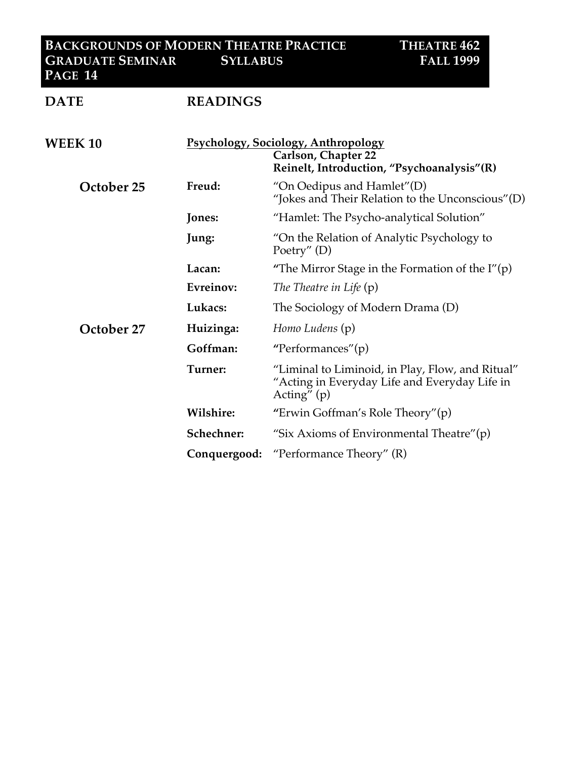| DATE | READINGS | |
|---|---|---|
| **WEEK 10** | **Psychology, Sociology, Anthropology** | |
| | | **Carlson, Chapter 22** |
| | | **Reinelt, Introduction, "Psychoanalysis"(R)** |
| **October 25** | **Freud:** | "On Oedipus and Hamlet"(D)<br>"Jokes and Their Relation to the Unconscious"(D) |
| | **Jones:** | "Hamlet: The Psycho-analytical Solution" |
| | **Jung:** | "On the Relation of Analytic Psychology to Poetry" (D) |
| | **Lacan:** | "The Mirror Stage in the Formation of the I"(p) |
| | **Evreinov:** | *The Theatre in Life* (p) |
| | **Lukacs:** | The Sociology of Modern Drama (D) |
| **October 27** | **Huizinga:** | *Homo Ludens* (p) |
| | **Goffman:** | "Performances"(p) |
| | **Turner:** | "Liminal to Liminoid, in Play, Flow, and Ritual"<br>"Acting in Everyday Life and Everyday Life in Acting" (p) |
| | **Wilshire:** | "Erwin Goffman's Role Theory"(p) |
| | **Schechner:** | "Six Axioms of Environmental Theatre"(p) |
| | **Conquergood:** | "Performance Theory" (R) |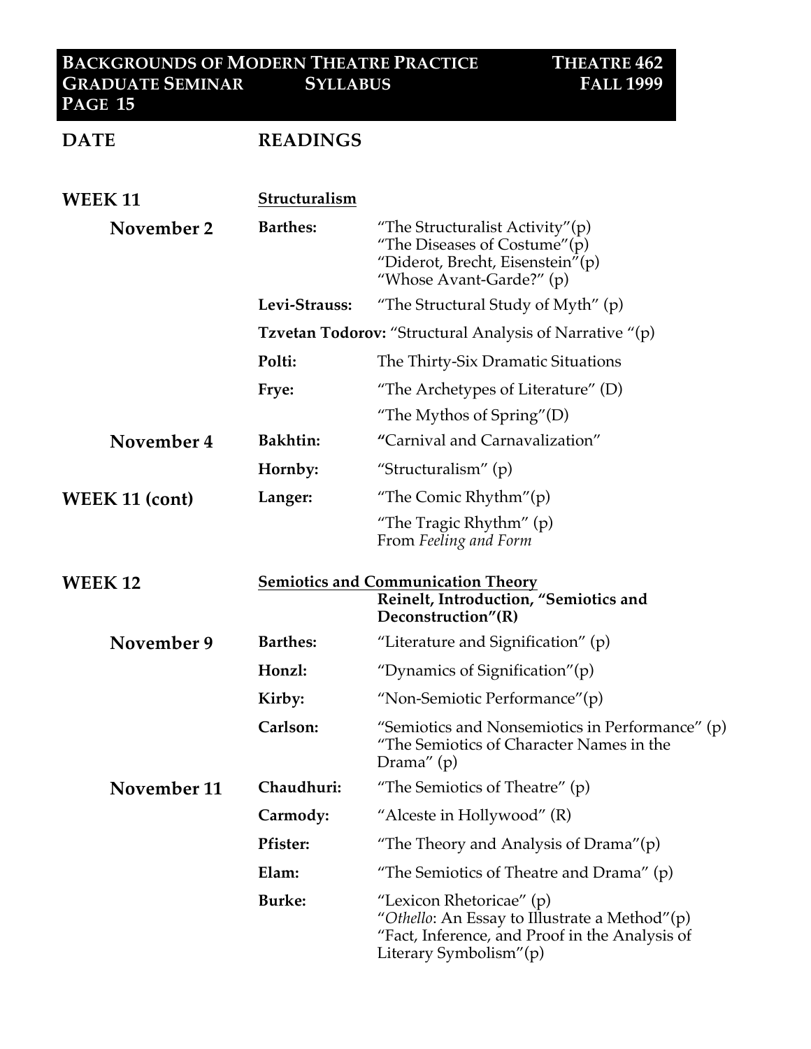| DATE | READINGS | |
|---|---|---|
| **WEEK 11** | **Structuralism** | |
| **November 2** | **Barthes:** | "The Structuralist Activity"(p)<br>"The Diseases of Costume"(p)<br>"Diderot, Brecht, Eisenstein"(p)<br>"Whose Avant-Garde?" (p) |
| | **Levi-Strauss:** | "The Structural Study of Myth" (p) |
| | **Tzvetan Todorov:** "Structural Analysis of Narrative "(p) | |
| | **Polti:** | The Thirty-Six Dramatic Situations |
| | **Frye:** | "The Archetypes of Literature" (D) |
| | | "The Mythos of Spring"(D) |
| **November 4** | **Bakhtin:** | **"**Carnival and Carnavalization" |
| | **Hornby:** | "Structuralism" (p) |
| **WEEK 11 (cont)** | **Langer:** | "The Comic Rhythm"(p) |
| | | "The Tragic Rhythm" (p)<br>From *Feeling and Form* |
| **WEEK 12** | **Semiotics and Communication Theory** | **Reinelt, Introduction, "Semiotics and Deconstruction"(R)** |
| **November 9** | **Barthes:** | "Literature and Signification" (p) |
| | **Honzl:** | "Dynamics of Signification"(p) |
| | **Kirby:** | "Non-Semiotic Performance"(p) |
| | **Carlson:** | "Semiotics and Nonsemiotics in Performance" (p)<br>"The Semiotics of Character Names in the Drama" (p) |
| **November 11** | **Chaudhuri:** | "The Semiotics of Theatre" (p) |
| | **Carmody:** | "Alceste in Hollywood" (R) |
| | **Pfister:** | "The Theory and Analysis of Drama"(p) |
| | **Elam:** | "The Semiotics of Theatre and Drama" (p) |
| | **Burke:** | "Lexicon Rhetoricae" (p)<br>"*Othello*: An Essay to Illustrate a Method"(p)<br>"Fact, Inference, and Proof in the Analysis of Literary Symbolism"(p) |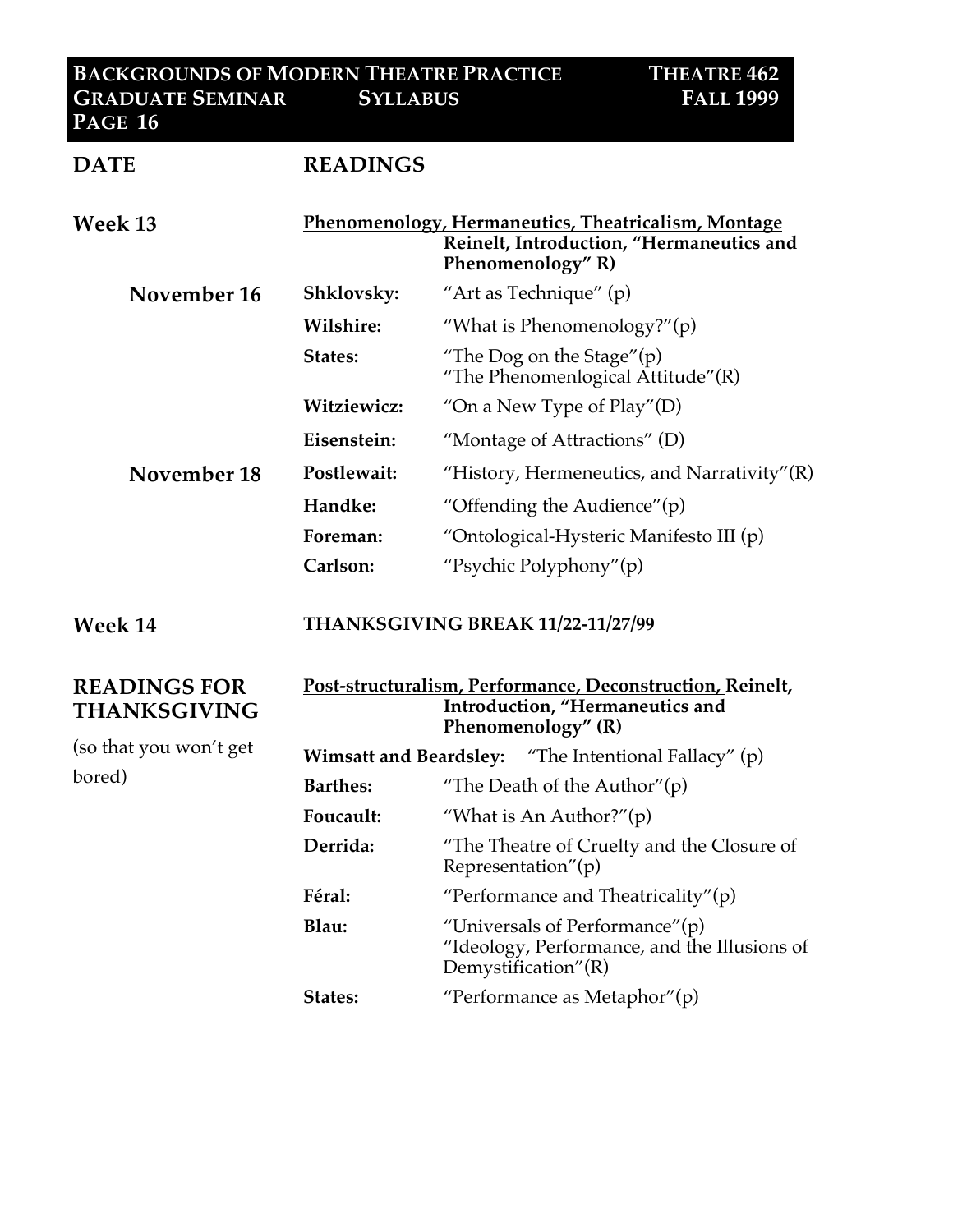| DATE | READINGS | |
|---|---|---|
| **Week 13** | **Phenomenology, Hermaneutics, Theatricalism, Montage** Reinelt, Introduction, "Hermaneutics and Phenomenology" R) | |
| **November 16** | **Shklovsky:** | "Art as Technique" (p) |
| | **Wilshire:** | "What is Phenomenology?"(p) |
| | **States:** | "The Dog on the Stage"(p) "The Phenomenlogical Attitude"(R) |
| | **Witziewicz:** | "On a New Type of Play"(D) |
| | **Eisenstein:** | "Montage of Attractions" (D) |
| **November 18** | **Postlewait:** | "History, Hermeneutics, and Narrativity"(R) |
| | **Handke:** | "Offending the Audience"(p) |
| | **Foreman:** | "Ontological-Hysteric Manifesto III (p) |
| | **Carlson:** | "Psychic Polyphony"(p) |
| **Week 14** | **THANKSGIVING BREAK 11/22-11/27/99** | |
| **READINGS FOR THANKSGIVING** (so that you won't get bored) | **Post-structuralism, Performance, Deconstruction, Reinelt, Introduction, "Hermaneutics and Phenomenology" (R)** | |
| | **Wimsatt and Beardsley:** | "The Intentional Fallacy" (p) |
| | **Barthes:** | "The Death of the Author"(p) |
| | **Foucault:** | "What is An Author?"(p) |
| | **Derrida:** | "The Theatre of Cruelty and the Closure of Representation"(p) |
| | **Féral:** | "Performance and Theatricality"(p) |
| | **Blau:** | "Universals of Performance"(p) "Ideology, Performance, and the Illusions of Demystification"(R) |
| | **States:** | "Performance as Metaphor"(p) |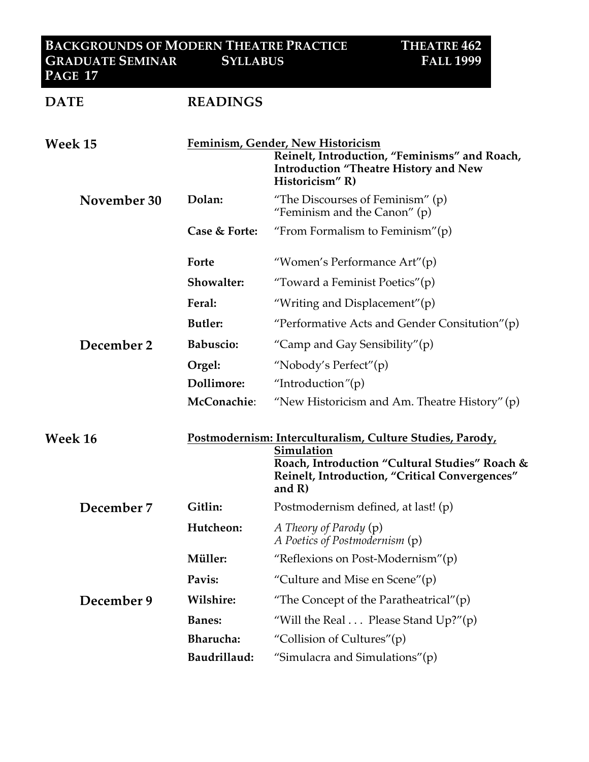| DATE | | READINGS |
|---|---|---|
| **Week 15** | | <u>**Feminism, Gender, New Historicism**</u><br>**Reinelt, Introduction, "Feminisms" and Roach, Introduction "Theatre History and New Historicism" R)** |
| **November 30** | **Dolan:** | "The Discourses of Feminism" (p)<br>"Feminism and the Canon" (p) |
| | **Case & Forte:** | "From Formalism to Feminism"(p) |
| | **Forte** | "Women's Performance Art"(p) |
| | **Showalter:** | "Toward a Feminist Poetics"(p) |
| | **Feral:** | "Writing and Displacement"(p) |
| | **Butler:** | "Performative Acts and Gender Consitution"(p) |
| **December 2** | **Babuscio:** | "Camp and Gay Sensibility"(p) |
| | **Orgel:** | "Nobody's Perfect"(p) |
| | **Dollimore:** | "Introduction"(p) |
| | **McConachie**: | "New Historicism and Am. Theatre History" (p) |
| **Week 16** | | <u>**Postmodernism: Interculturalism, Culture Studies, Parody, Simulation**</u><br>**Roach, Introduction "Cultural Studies" Roach & Reinelt, Introduction, "Critical Convergences" and R)** |
| **December 7** | **Gitlin:** | Postmodernism defined, at last! (p) |
| | **Hutcheon:** | *A Theory of Parody* (p)<br>*A Poetics of Postmodernism* (p) |
| | **Müller:** | "Reflexions on Post-Modernism"(p) |
| | **Pavis:** | "Culture and Mise en Scene"(p) |
| **December 9** | **Wilshire:** | "The Concept of the Paratheatrical"(p) |
| | **Banes:** | "Will the Real . . . Please Stand Up?"(p) |
| | **Bharucha:** | "Collision of Cultures"(p) |
| | **Baudrillaud:** | "Simulacra and Simulations"(p) |